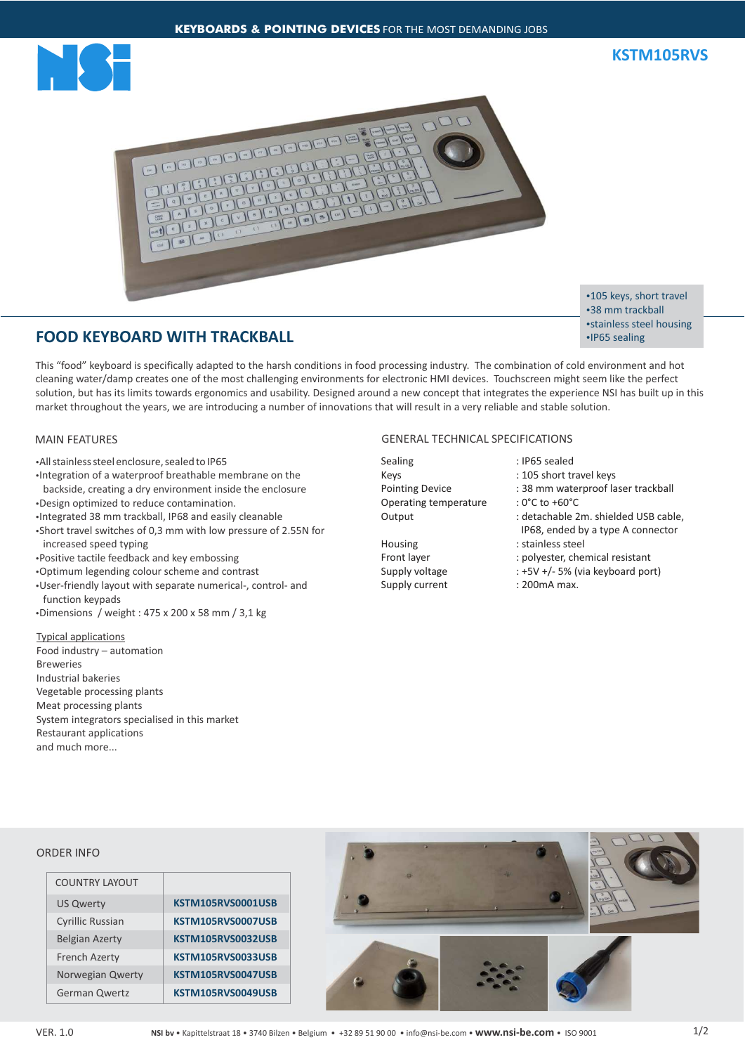**KEYBOARDS & POINTING DEVICES** FOR THE MOST DEMANDING JOBS

# KSTM105RVS

- •105 keys, short travel
- •38 mm trackball
- •stainless steel housing
- •IP65 sealing

## FOOD KEYBOARD WITH TRACKBALL

This "food" keyboard is specifically adapted to the harsh conditions in food processing industry. The combination of cold environment and hot cleaning water/damp creates one of the most challenging environments for electronic HMI devices. Touchscreen might seem like the perfect solution, but has its limits towards ergonomics and usability. Designed around a new concept that integrates the experience NSI has built up in this market throughout the years, we are introducing a number of innovations that will result in a very reliable and stable solution.

### MAIN FEATURES

- •All stainless steel enclosure, sealed to IP65
- •Integration of a waterproof breathable membrane on the backside, creating a dry environment inside the enclosure
- •Design optimized to reduce contamination.
- •Integrated 38 mm trackball, IP68 and easily cleanable
- •Short travel switches of 0,3 mm with low pressure of 2.55N for increased speed typing
- •Positive tactile feedback and key embossing
- •Optimum legending colour scheme and contrast
- •User-friendly layout with separate numerical-, control- and function keypads
- •Dimensions / weight : 475 x 200 x 58 mm / 3,1 kg

Typical applications

Food industry – automation
Breweries
Industrial bakeries
Vegetable processing plants
Meat processing plants
System integrators specialised in this market
Restaurant applications
and much more...

### GENERAL TECHNICAL SPECIFICATIONS

| | |
|---|---|
| Sealing | : IP65 sealed |
| Keys | : 105 short travel keys |
| Pointing Device | : 38 mm waterproof laser trackball |
| Operating temperature | : 0°C to +60°C |
| Output | : detachable 2m. shielded USB cable, IP68, ended by a type A connector |
| Housing | : stainless steel |
| Front layer | : polyester, chemical resistant |
| Supply voltage | : +5V +/- 5% (via keyboard port) |
| Supply current | : 200mA max. |

### ORDER INFO

| COUNTRY LAYOUT | |
|---|---|
| US Qwerty | KSTM105RVS0001USB |
| Cyrillic Russian | KSTM105RVS0007USB |
| Belgian Azerty | KSTM105RVS0032USB |
| French Azerty | KSTM105RVS0033USB |
| Norwegian Qwerty | KSTM105RVS0047USB |
| German Qwertz | KSTM105RVS0049USB |

VER. 1.0

**NSI bv** • Kapittelstraat 18 • 3740 Bilzen • Belgium • +32 89 51 90 00 • info@nsi-be.com • **www.nsi-be.com** • ISO 9001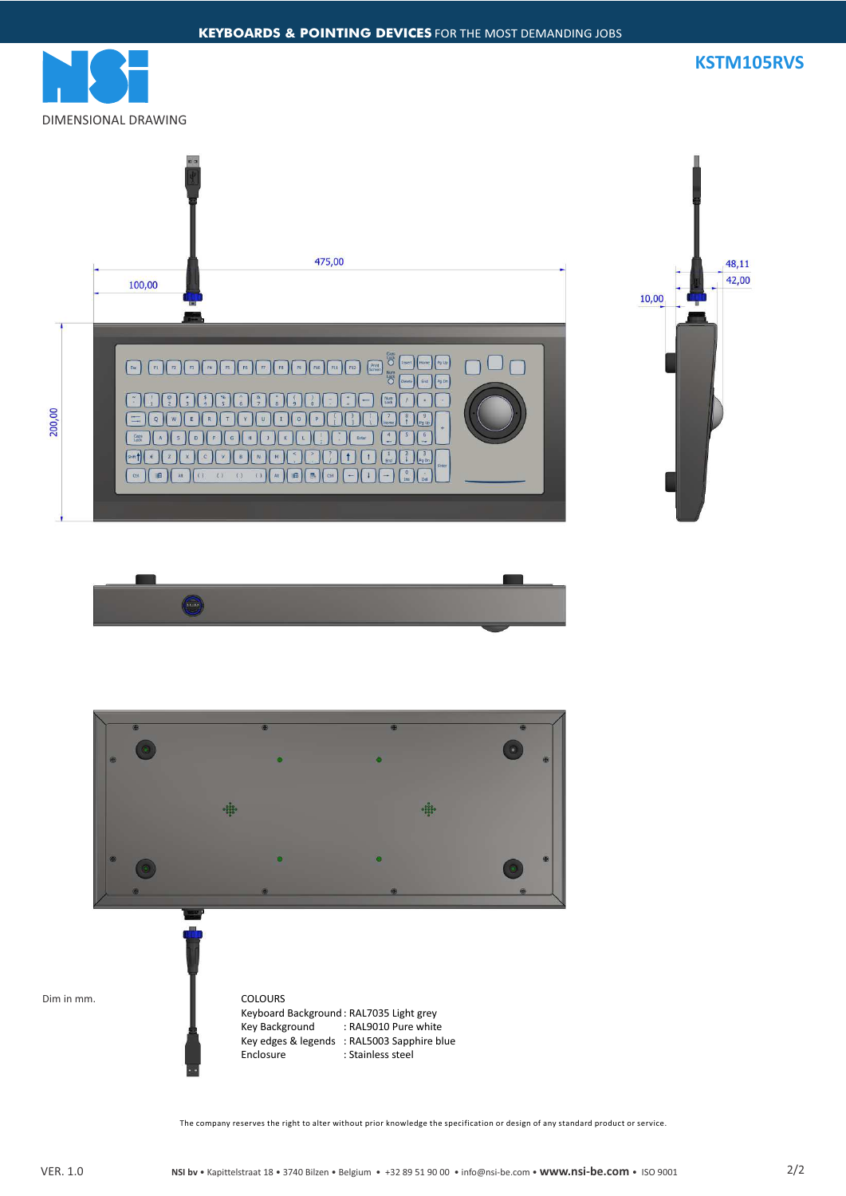**KEYBOARDS & POINTING DEVICES** FOR THE MOST DEMANDING JOBS

## KSTM105RVS

DIMENSIONAL DRAWING

475,00

100,00

200,00

48,11

42,00

10,00

Dim in mm.

COLOURS

Keyboard Background : RAL7035 Light grey
Key Background : RAL9010 Pure white
Key edges & legends : RAL5003 Sapphire blue
Enclosure : Stainless steel

The company reserves the right to alter without prior knowledge the specification or design of any standard product or service.

VER. 1.0

**NSI bv** • Kapittelstraat 18 • 3740 Bilzen • Belgium • +32 89 51 90 00 • info@nsi-be.com • **www.nsi-be.com** • ISO 9001